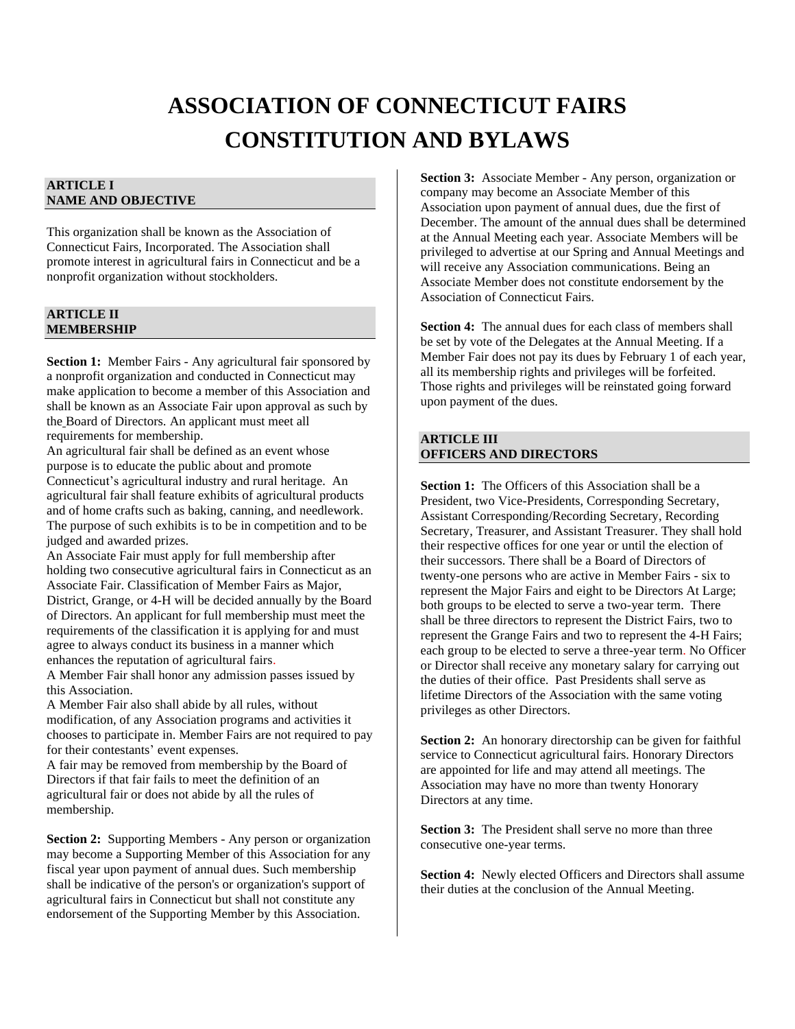# ASSOCIATION OF CONNECTICUT FAIRS CONSTITUTION AND BYLAWS

## ARTICLE I NAME AND OBJECTIVE

This organization shall be known as the Association of Connecticut Fairs, Incorporated. The Association shall promote interest in agricultural fairs in Connecticut and be a nonprofit organization without stockholders.

## ARTICLE II MEMBERSHIP

**Section 1:** Member Fairs - Any agricultural fair sponsored by a nonprofit organization and conducted in Connecticut may make application to become a member of this Association and shall be known as an Associate Fair upon approval as such by the Board of Directors. An applicant must meet all requirements for membership.

An agricultural fair shall be defined as an event whose purpose is to educate the public about and promote Connecticut's agricultural industry and rural heritage. An agricultural fair shall feature exhibits of agricultural products and of home crafts such as baking, canning, and needlework. The purpose of such exhibits is to be in competition and to be judged and awarded prizes.

An Associate Fair must apply for full membership after holding two consecutive agricultural fairs in Connecticut as an Associate Fair. Classification of Member Fairs as Major, District, Grange, or 4-H will be decided annually by the Board of Directors. An applicant for full membership must meet the requirements of the classification it is applying for and must agree to always conduct its business in a manner which enhances the reputation of agricultural fairs.

A Member Fair shall honor any admission passes issued by this Association.

A Member Fair also shall abide by all rules, without modification, of any Association programs and activities it chooses to participate in. Member Fairs are not required to pay for their contestants' event expenses.

A fair may be removed from membership by the Board of Directors if that fair fails to meet the definition of an agricultural fair or does not abide by all the rules of membership.

**Section 2:** Supporting Members - Any person or organization may become a Supporting Member of this Association for any fiscal year upon payment of annual dues. Such membership shall be indicative of the person's or organization's support of agricultural fairs in Connecticut but shall not constitute any endorsement of the Supporting Member by this Association.

**Section 3:** Associate Member - Any person, organization or company may become an Associate Member of this Association upon payment of annual dues, due the first of December. The amount of the annual dues shall be determined at the Annual Meeting each year. Associate Members will be privileged to advertise at our Spring and Annual Meetings and will receive any Association communications. Being an Associate Member does not constitute endorsement by the Association of Connecticut Fairs.

**Section 4:** The annual dues for each class of members shall be set by vote of the Delegates at the Annual Meeting. If a Member Fair does not pay its dues by February 1 of each year, all its membership rights and privileges will be forfeited. Those rights and privileges will be reinstated going forward upon payment of the dues.

## ARTICLE III OFFICERS AND DIRECTORS

**Section 1:** The Officers of this Association shall be a President, two Vice-Presidents, Corresponding Secretary, Assistant Corresponding/Recording Secretary, Recording Secretary, Treasurer, and Assistant Treasurer. They shall hold their respective offices for one year or until the election of their successors. There shall be a Board of Directors of twenty-one persons who are active in Member Fairs - six to represent the Major Fairs and eight to be Directors At Large; both groups to be elected to serve a two-year term. There shall be three directors to represent the District Fairs, two to represent the Grange Fairs and two to represent the 4-H Fairs; each group to be elected to serve a three-year term. No Officer or Director shall receive any monetary salary for carrying out the duties of their office. Past Presidents shall serve as lifetime Directors of the Association with the same voting privileges as other Directors.

**Section 2:** An honorary directorship can be given for faithful service to Connecticut agricultural fairs. Honorary Directors are appointed for life and may attend all meetings. The Association may have no more than twenty Honorary Directors at any time.

**Section 3:** The President shall serve no more than three consecutive one-year terms.

**Section 4:** Newly elected Officers and Directors shall assume their duties at the conclusion of the Annual Meeting.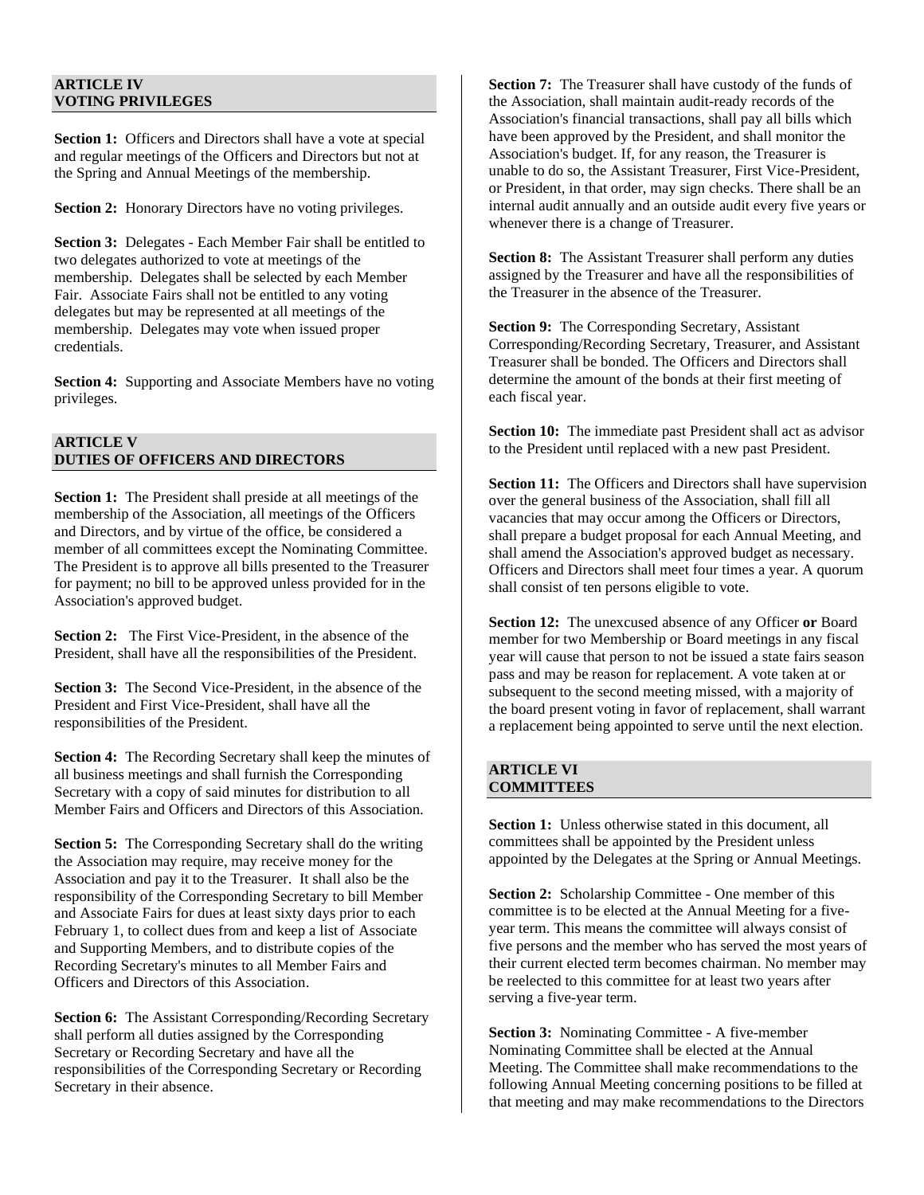## ARTICLE IV
## VOTING PRIVILEGES

**Section 1:** Officers and Directors shall have a vote at special and regular meetings of the Officers and Directors but not at the Spring and Annual Meetings of the membership.

**Section 2:** Honorary Directors have no voting privileges.

**Section 3:** Delegates - Each Member Fair shall be entitled to two delegates authorized to vote at meetings of the membership. Delegates shall be selected by each Member Fair. Associate Fairs shall not be entitled to any voting delegates but may be represented at all meetings of the membership. Delegates may vote when issued proper credentials.

**Section 4:** Supporting and Associate Members have no voting privileges.

## ARTICLE V
## DUTIES OF OFFICERS AND DIRECTORS

**Section 1:** The President shall preside at all meetings of the membership of the Association, all meetings of the Officers and Directors, and by virtue of the office, be considered a member of all committees except the Nominating Committee. The President is to approve all bills presented to the Treasurer for payment; no bill to be approved unless provided for in the Association's approved budget.

**Section 2:** The First Vice-President, in the absence of the President, shall have all the responsibilities of the President.

**Section 3:** The Second Vice-President, in the absence of the President and First Vice-President, shall have all the responsibilities of the President.

**Section 4:** The Recording Secretary shall keep the minutes of all business meetings and shall furnish the Corresponding Secretary with a copy of said minutes for distribution to all Member Fairs and Officers and Directors of this Association.

**Section 5:** The Corresponding Secretary shall do the writing the Association may require, may receive money for the Association and pay it to the Treasurer. It shall also be the responsibility of the Corresponding Secretary to bill Member and Associate Fairs for dues at least sixty days prior to each February 1, to collect dues from and keep a list of Associate and Supporting Members, and to distribute copies of the Recording Secretary's minutes to all Member Fairs and Officers and Directors of this Association.

**Section 6:** The Assistant Corresponding/Recording Secretary shall perform all duties assigned by the Corresponding Secretary or Recording Secretary and have all the responsibilities of the Corresponding Secretary or Recording Secretary in their absence.

**Section 7:** The Treasurer shall have custody of the funds of the Association, shall maintain audit-ready records of the Association's financial transactions, shall pay all bills which have been approved by the President, and shall monitor the Association's budget. If, for any reason, the Treasurer is unable to do so, the Assistant Treasurer, First Vice-President, or President, in that order, may sign checks. There shall be an internal audit annually and an outside audit every five years or whenever there is a change of Treasurer.

**Section 8:** The Assistant Treasurer shall perform any duties assigned by the Treasurer and have all the responsibilities of the Treasurer in the absence of the Treasurer.

**Section 9:** The Corresponding Secretary, Assistant Corresponding/Recording Secretary, Treasurer, and Assistant Treasurer shall be bonded. The Officers and Directors shall determine the amount of the bonds at their first meeting of each fiscal year.

**Section 10:** The immediate past President shall act as advisor to the President until replaced with a new past President.

**Section 11:** The Officers and Directors shall have supervision over the general business of the Association, shall fill all vacancies that may occur among the Officers or Directors, shall prepare a budget proposal for each Annual Meeting, and shall amend the Association's approved budget as necessary. Officers and Directors shall meet four times a year. A quorum shall consist of ten persons eligible to vote.

**Section 12:** The unexcused absence of any Officer **or** Board member for two Membership or Board meetings in any fiscal year will cause that person to not be issued a state fairs season pass and may be reason for replacement. A vote taken at or subsequent to the second meeting missed, with a majority of the board present voting in favor of replacement, shall warrant a replacement being appointed to serve until the next election.

## ARTICLE VI
## COMMITTEES

**Section 1:** Unless otherwise stated in this document, all committees shall be appointed by the President unless appointed by the Delegates at the Spring or Annual Meetings.

**Section 2:** Scholarship Committee - One member of this committee is to be elected at the Annual Meeting for a five-year term. This means the committee will always consist of five persons and the member who has served the most years of their current elected term becomes chairman. No member may be reelected to this committee for at least two years after serving a five-year term.

**Section 3:** Nominating Committee - A five-member Nominating Committee shall be elected at the Annual Meeting. The Committee shall make recommendations to the following Annual Meeting concerning positions to be filled at that meeting and may make recommendations to the Directors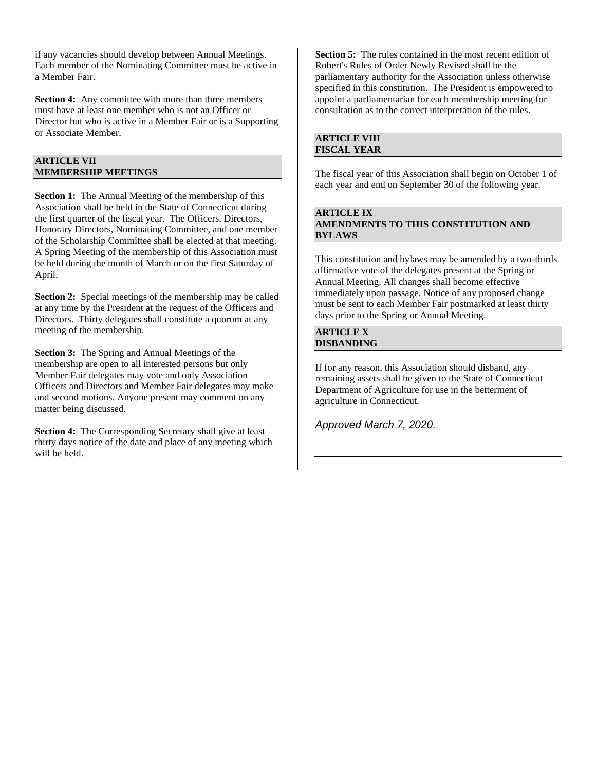if any vacancies should develop between Annual Meetings. Each member of the Nominating Committee must be active in a Member Fair.

**Section 4:** Any committee with more than three members must have at least one member who is not an Officer or Director but who is active in a Member Fair or is a Supporting or Associate Member.

## ARTICLE VII
## MEMBERSHIP MEETINGS

**Section 1:** The Annual Meeting of the membership of this Association shall be held in the State of Connecticut during the first quarter of the fiscal year. The Officers, Directors, Honorary Directors, Nominating Committee, and one member of the Scholarship Committee shall be elected at that meeting. A Spring Meeting of the membership of this Association must be held during the month of March or on the first Saturday of April.

**Section 2:** Special meetings of the membership may be called at any time by the President at the request of the Officers and Directors. Thirty delegates shall constitute a quorum at any meeting of the membership.

**Section 3:** The Spring and Annual Meetings of the membership are open to all interested persons but only Member Fair delegates may vote and only Association Officers and Directors and Member Fair delegates may make and second motions. Anyone present may comment on any matter being discussed.

**Section 4:** The Corresponding Secretary shall give at least thirty days notice of the date and place of any meeting which will be held.

**Section 5:** The rules contained in the most recent edition of Robert's Rules of Order Newly Revised shall be the parliamentary authority for the Association unless otherwise specified in this constitution. The President is empowered to appoint a parliamentarian for each membership meeting for consultation as to the correct interpretation of the rules.

## ARTICLE VIII
## FISCAL YEAR

The fiscal year of this Association shall begin on October 1 of each year and end on September 30 of the following year.

## ARTICLE IX
## AMENDMENTS TO THIS CONSTITUTION AND BYLAWS

This constitution and bylaws may be amended by a two-thirds affirmative vote of the delegates present at the Spring or Annual Meeting. All changes shall become effective immediately upon passage. Notice of any proposed change must be sent to each Member Fair postmarked at least thirty days prior to the Spring or Annual Meeting.

## ARTICLE X
## DISBANDING

If for any reason, this Association should disband, any remaining assets shall be given to the State of Connecticut Department of Agriculture for use in the betterment of agriculture in Connecticut.

*Approved March 7, 2020.*